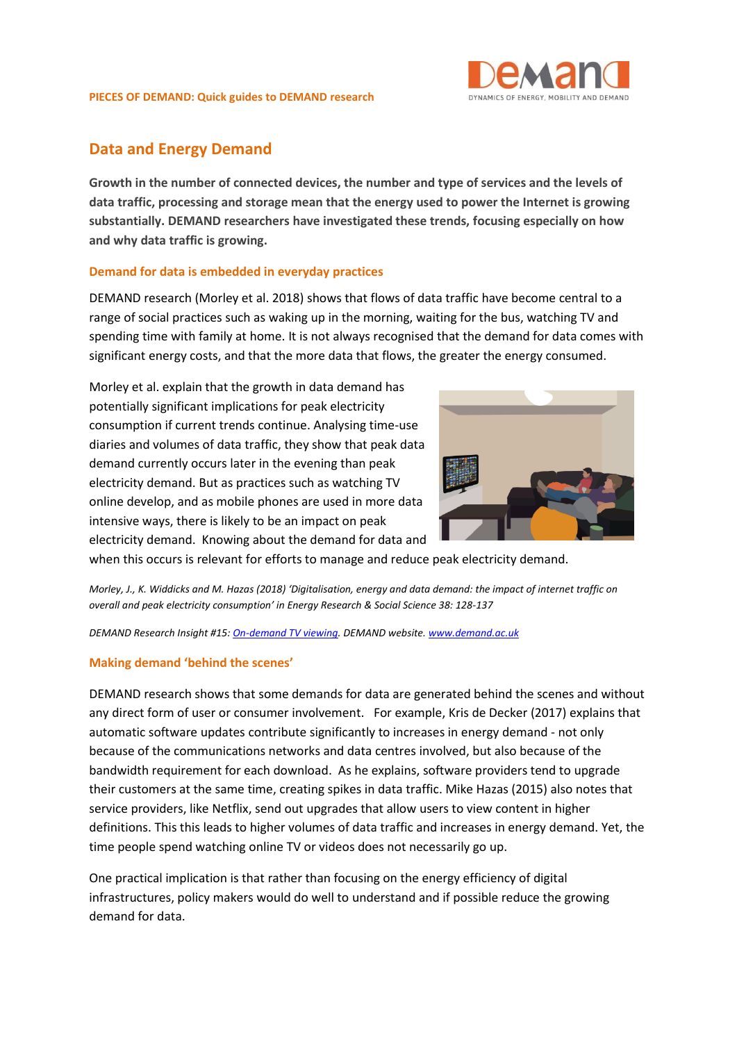**PIECES OF DEMAND: Quick guides to DEMAND research**

# Data and Energy Demand

**Growth in the number of connected devices, the number and type of services and the levels of data traffic, processing and storage mean that the energy used to power the Internet is growing substantially. DEMAND researchers have investigated these trends, focusing especially on how and why data traffic is growing.**

## Demand for data is embedded in everyday practices

DEMAND research (Morley et al. 2018) shows that flows of data traffic have become central to a range of social practices such as waking up in the morning, waiting for the bus, watching TV and spending time with family at home. It is not always recognised that the demand for data comes with significant energy costs, and that the more data that flows, the greater the energy consumed.

Morley et al. explain that the growth in data demand has potentially significant implications for peak electricity consumption if current trends continue. Analysing time-use diaries and volumes of data traffic, they show that peak data demand currently occurs later in the evening than peak electricity demand. But as practices such as watching TV online develop, and as mobile phones are used in more data intensive ways, there is likely to be an impact on peak electricity demand. Knowing about the demand for data and when this occurs is relevant for efforts to manage and reduce peak electricity demand.

*Morley, J., K. Widdicks and M. Hazas (2018) 'Digitalisation, energy and data demand: the impact of internet traffic on overall and peak electricity consumption' in Energy Research & Social Science 38: 128-137*

*DEMAND Research Insight #15: On-demand TV viewing. DEMAND website. www.demand.ac.uk*

## Making demand 'behind the scenes'

DEMAND research shows that some demands for data are generated behind the scenes and without any direct form of user or consumer involvement. For example, Kris de Decker (2017) explains that automatic software updates contribute significantly to increases in energy demand - not only because of the communications networks and data centres involved, but also because of the bandwidth requirement for each download. As he explains, software providers tend to upgrade their customers at the same time, creating spikes in data traffic. Mike Hazas (2015) also notes that service providers, like Netflix, send out upgrades that allow users to view content in higher definitions. This this leads to higher volumes of data traffic and increases in energy demand. Yet, the time people spend watching online TV or videos does not necessarily go up.

One practical implication is that rather than focusing on the energy efficiency of digital infrastructures, policy makers would do well to understand and if possible reduce the growing demand for data.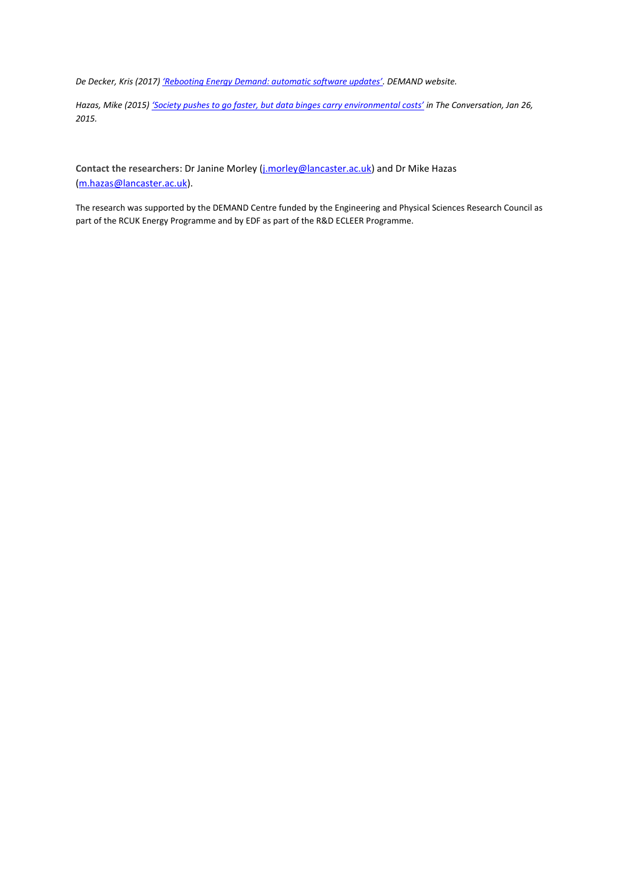*De Decker, Kris (2017) 'Rebooting Energy Demand: automatic software updates'. DEMAND website.*

*Hazas, Mike (2015) 'Society pushes to go faster, but data binges carry environmental costs' in The Conversation, Jan 26, 2015.*

**Contact the researchers**: Dr Janine Morley (j.morley@lancaster.ac.uk) and Dr Mike Hazas (m.hazas@lancaster.ac.uk).

The research was supported by the DEMAND Centre funded by the Engineering and Physical Sciences Research Council as part of the RCUK Energy Programme and by EDF as part of the R&D ECLEER Programme.